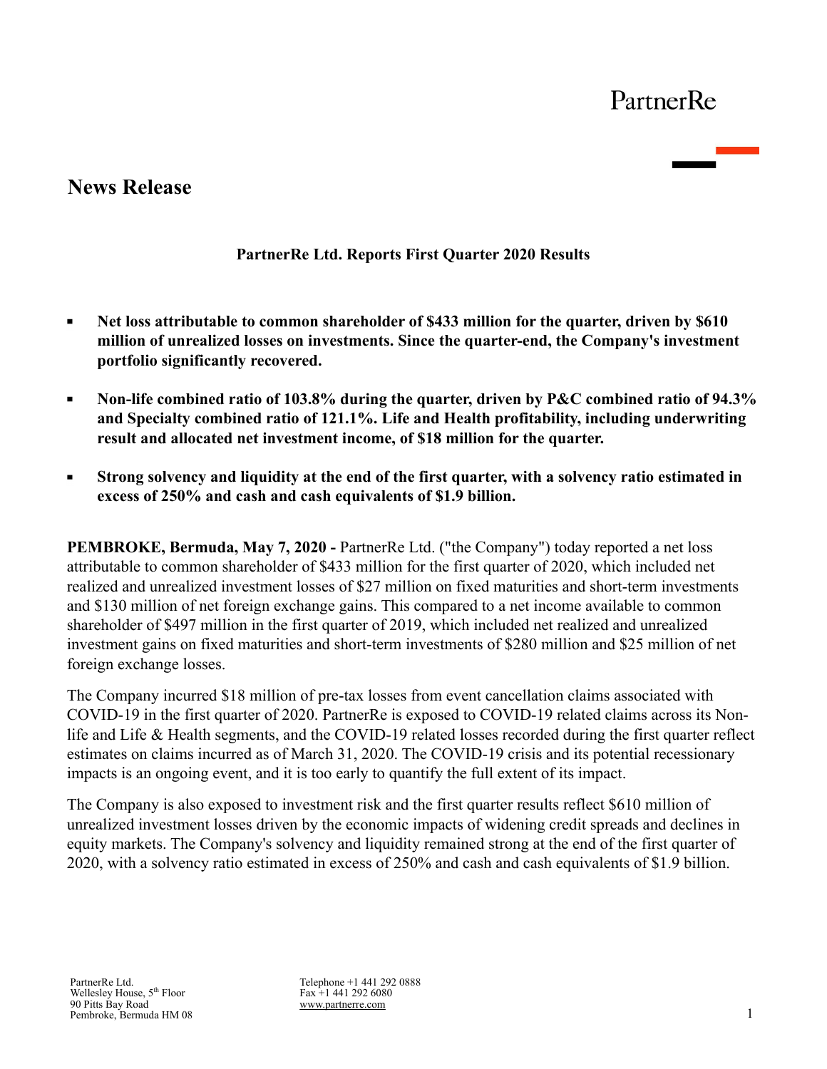PartnerRe

# News Release

**PartnerRe Ltd. Reports First Quarter 2020 Results**

- **Net loss attributable to common shareholder of $433 million for the quarter, driven by $610 million of unrealized losses on investments. Since the quarter-end, the Company's investment portfolio significantly recovered.**

- **Non-life combined ratio of 103.8% during the quarter, driven by P&C combined ratio of 94.3% and Specialty combined ratio of 121.1%. Life and Health profitability, including underwriting result and allocated net investment income, of $18 million for the quarter.**

- **Strong solvency and liquidity at the end of the first quarter, with a solvency ratio estimated in excess of 250% and cash and cash equivalents of $1.9 billion.**

**PEMBROKE, Bermuda, May 7, 2020 -** PartnerRe Ltd. ("the Company") today reported a net loss attributable to common shareholder of $433 million for the first quarter of 2020, which included net realized and unrealized investment losses of $27 million on fixed maturities and short-term investments and $130 million of net foreign exchange gains. This compared to a net income available to common shareholder of $497 million in the first quarter of 2019, which included net realized and unrealized investment gains on fixed maturities and short-term investments of $280 million and $25 million of net foreign exchange losses.

The Company incurred $18 million of pre-tax losses from event cancellation claims associated with COVID-19 in the first quarter of 2020. PartnerRe is exposed to COVID-19 related claims across its Non-life and Life & Health segments, and the COVID-19 related losses recorded during the first quarter reflect estimates on claims incurred as of March 31, 2020. The COVID-19 crisis and its potential recessionary impacts is an ongoing event, and it is too early to quantify the full extent of its impact.

The Company is also exposed to investment risk and the first quarter results reflect $610 million of unrealized investment losses driven by the economic impacts of widening credit spreads and declines in equity markets. The Company's solvency and liquidity remained strong at the end of the first quarter of 2020, with a solvency ratio estimated in excess of 250% and cash and cash equivalents of $1.9 billion.

PartnerRe Ltd.
Wellesley House, 5th Floor
90 Pitts Bay Road
Pembroke, Bermuda HM 08

Telephone +1 441 292 0888
Fax +1 441 292 6080
www.partnerre.com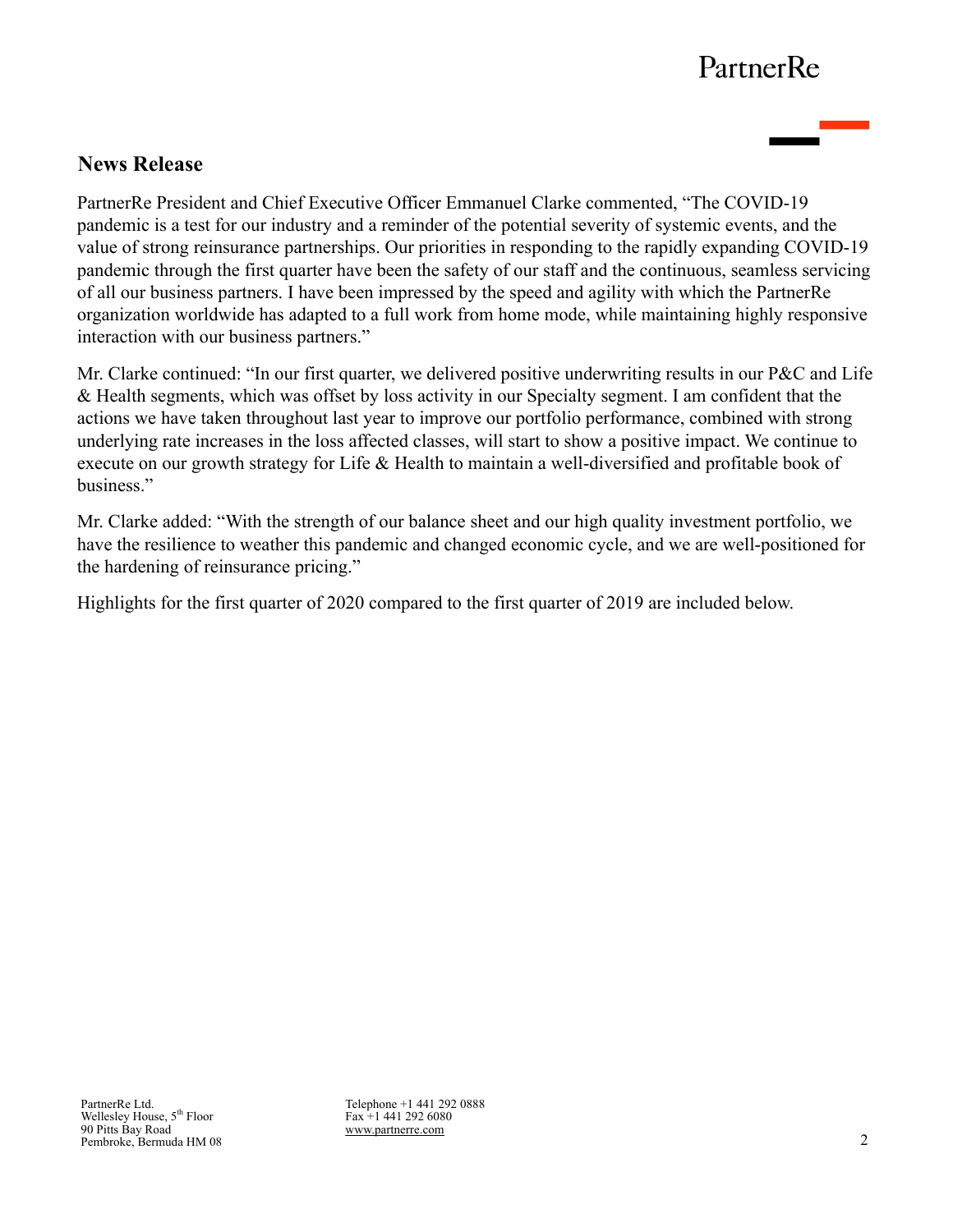## News Release

PartnerRe President and Chief Executive Officer Emmanuel Clarke commented, "The COVID-19 pandemic is a test for our industry and a reminder of the potential severity of systemic events, and the value of strong reinsurance partnerships. Our priorities in responding to the rapidly expanding COVID-19 pandemic through the first quarter have been the safety of our staff and the continuous, seamless servicing of all our business partners. I have been impressed by the speed and agility with which the PartnerRe organization worldwide has adapted to a full work from home mode, while maintaining highly responsive interaction with our business partners."

Mr. Clarke continued: "In our first quarter, we delivered positive underwriting results in our P&C and Life & Health segments, which was offset by loss activity in our Specialty segment. I am confident that the actions we have taken throughout last year to improve our portfolio performance, combined with strong underlying rate increases in the loss affected classes, will start to show a positive impact. We continue to execute on our growth strategy for Life & Health to maintain a well-diversified and profitable book of business."

Mr. Clarke added: "With the strength of our balance sheet and our high quality investment portfolio, we have the resilience to weather this pandemic and changed economic cycle, and we are well-positioned for the hardening of reinsurance pricing."

Highlights for the first quarter of 2020 compared to the first quarter of 2019 are included below.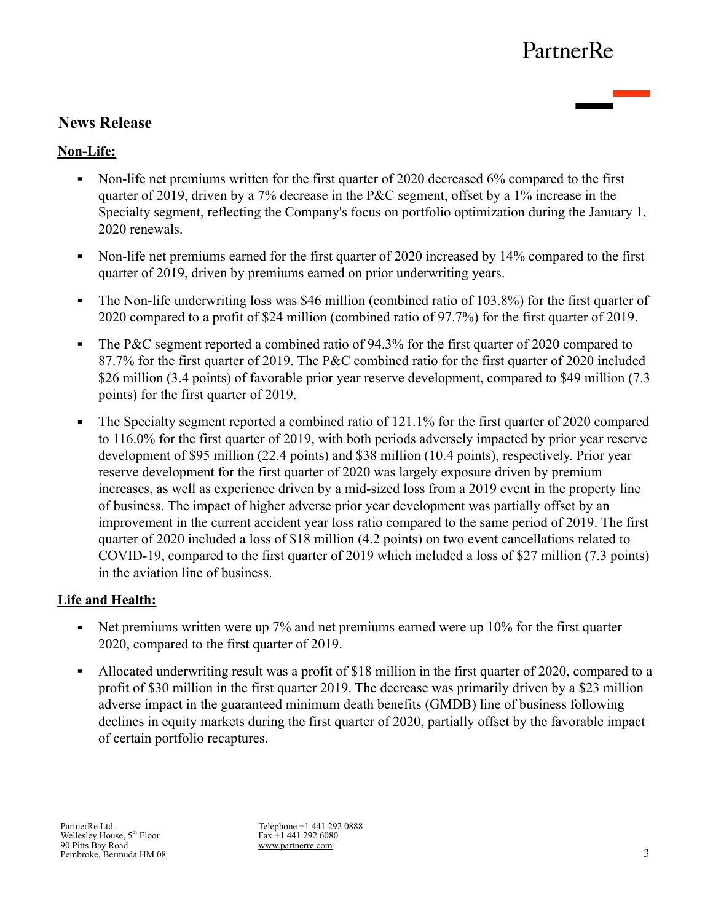## News Release

**Non-Life:**

- Non-life net premiums written for the first quarter of 2020 decreased 6% compared to the first quarter of 2019, driven by a 7% decrease in the P&C segment, offset by a 1% increase in the Specialty segment, reflecting the Company's focus on portfolio optimization during the January 1, 2020 renewals.
- Non-life net premiums earned for the first quarter of 2020 increased by 14% compared to the first quarter of 2019, driven by premiums earned on prior underwriting years.
- The Non-life underwriting loss was $46 million (combined ratio of 103.8%) for the first quarter of 2020 compared to a profit of $24 million (combined ratio of 97.7%) for the first quarter of 2019.
- The P&C segment reported a combined ratio of 94.3% for the first quarter of 2020 compared to 87.7% for the first quarter of 2019. The P&C combined ratio for the first quarter of 2020 included $26 million (3.4 points) of favorable prior year reserve development, compared to $49 million (7.3 points) for the first quarter of 2019.
- The Specialty segment reported a combined ratio of 121.1% for the first quarter of 2020 compared to 116.0% for the first quarter of 2019, with both periods adversely impacted by prior year reserve development of $95 million (22.4 points) and $38 million (10.4 points), respectively. Prior year reserve development for the first quarter of 2020 was largely exposure driven by premium increases, as well as experience driven by a mid-sized loss from a 2019 event in the property line of business. The impact of higher adverse prior year development was partially offset by an improvement in the current accident year loss ratio compared to the same period of 2019. The first quarter of 2020 included a loss of $18 million (4.2 points) on two event cancellations related to COVID-19, compared to the first quarter of 2019 which included a loss of $27 million (7.3 points) in the aviation line of business.

**Life and Health:**

- Net premiums written were up 7% and net premiums earned were up 10% for the first quarter 2020, compared to the first quarter of 2019.
- Allocated underwriting result was a profit of $18 million in the first quarter of 2020, compared to a profit of $30 million in the first quarter 2019. The decrease was primarily driven by a $23 million adverse impact in the guaranteed minimum death benefits (GMDB) line of business following declines in equity markets during the first quarter of 2020, partially offset by the favorable impact of certain portfolio recaptures.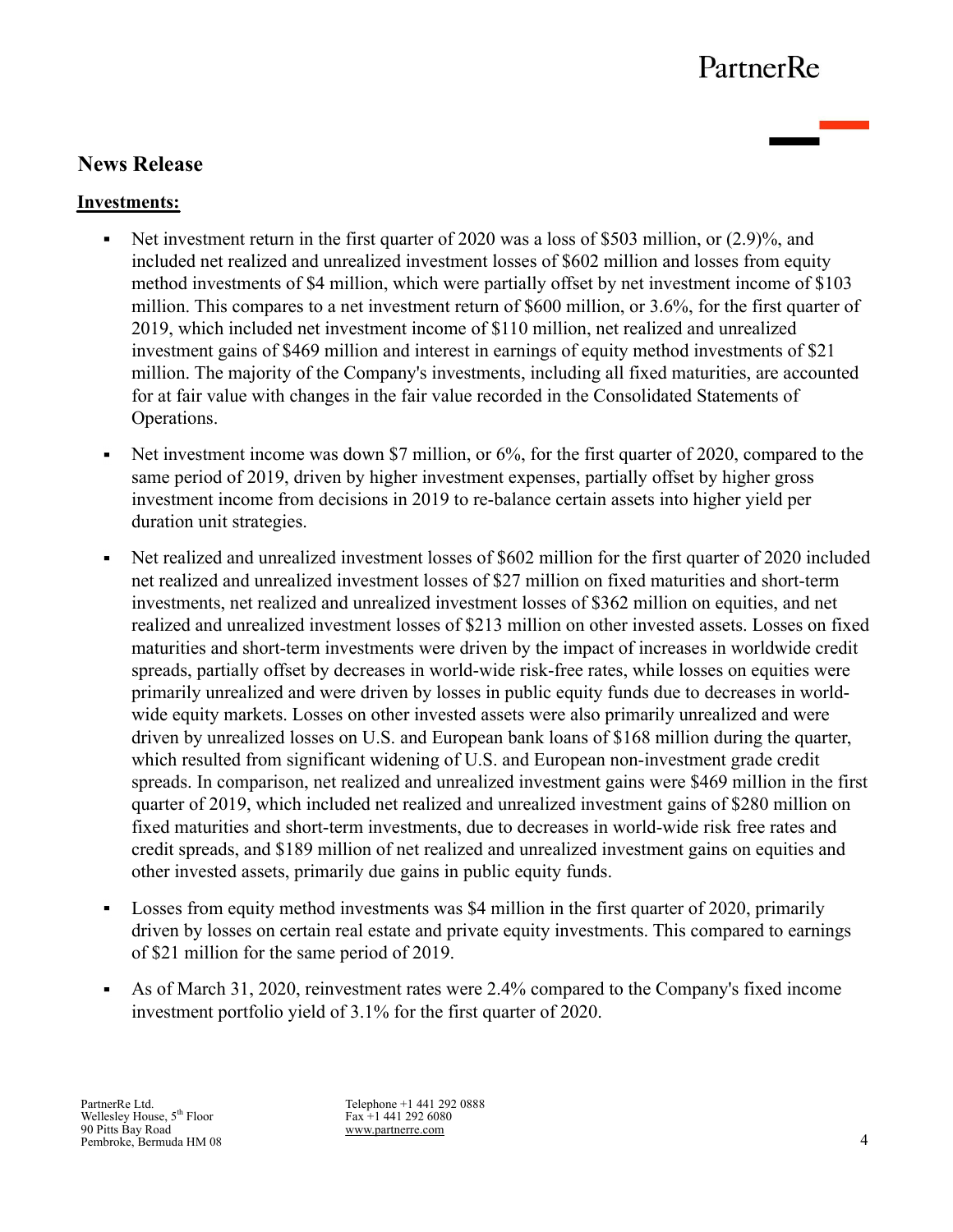## News Release

**Investments:**

- Net investment return in the first quarter of 2020 was a loss of $503 million, or (2.9)%, and included net realized and unrealized investment losses of $602 million and losses from equity method investments of $4 million, which were partially offset by net investment income of $103 million. This compares to a net investment return of $600 million, or 3.6%, for the first quarter of 2019, which included net investment income of $110 million, net realized and unrealized investment gains of $469 million and interest in earnings of equity method investments of $21 million. The majority of the Company's investments, including all fixed maturities, are accounted for at fair value with changes in the fair value recorded in the Consolidated Statements of Operations.
- Net investment income was down $7 million, or 6%, for the first quarter of 2020, compared to the same period of 2019, driven by higher investment expenses, partially offset by higher gross investment income from decisions in 2019 to re-balance certain assets into higher yield per duration unit strategies.
- Net realized and unrealized investment losses of $602 million for the first quarter of 2020 included net realized and unrealized investment losses of $27 million on fixed maturities and short-term investments, net realized and unrealized investment losses of $362 million on equities, and net realized and unrealized investment losses of $213 million on other invested assets. Losses on fixed maturities and short-term investments were driven by the impact of increases in worldwide credit spreads, partially offset by decreases in world-wide risk-free rates, while losses on equities were primarily unrealized and were driven by losses in public equity funds due to decreases in world-wide equity markets. Losses on other invested assets were also primarily unrealized and were driven by unrealized losses on U.S. and European bank loans of $168 million during the quarter, which resulted from significant widening of U.S. and European non-investment grade credit spreads. In comparison, net realized and unrealized investment gains were $469 million in the first quarter of 2019, which included net realized and unrealized investment gains of $280 million on fixed maturities and short-term investments, due to decreases in world-wide risk free rates and credit spreads, and $189 million of net realized and unrealized investment gains on equities and other invested assets, primarily due gains in public equity funds.
- Losses from equity method investments was $4 million in the first quarter of 2020, primarily driven by losses on certain real estate and private equity investments. This compared to earnings of $21 million for the same period of 2019.
- As of March 31, 2020, reinvestment rates were 2.4% compared to the Company's fixed income investment portfolio yield of 3.1% for the first quarter of 2020.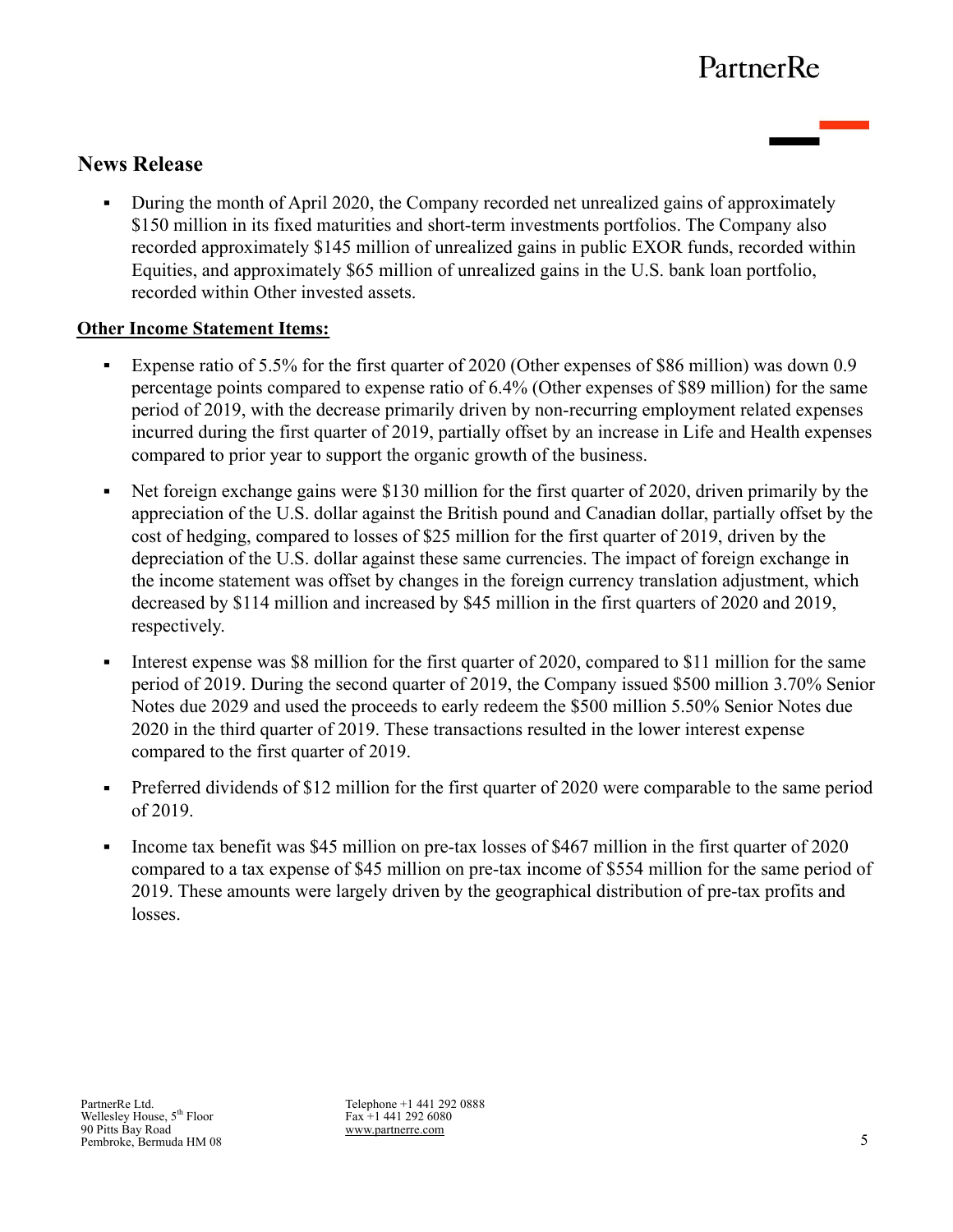## News Release

- During the month of April 2020, the Company recorded net unrealized gains of approximately $150 million in its fixed maturities and short-term investments portfolios. The Company also recorded approximately $145 million of unrealized gains in public EXOR funds, recorded within Equities, and approximately $65 million of unrealized gains in the U.S. bank loan portfolio, recorded within Other invested assets.

**Other Income Statement Items:**

- Expense ratio of 5.5% for the first quarter of 2020 (Other expenses of $86 million) was down 0.9 percentage points compared to expense ratio of 6.4% (Other expenses of $89 million) for the same period of 2019, with the decrease primarily driven by non-recurring employment related expenses incurred during the first quarter of 2019, partially offset by an increase in Life and Health expenses compared to prior year to support the organic growth of the business.
- Net foreign exchange gains were $130 million for the first quarter of 2020, driven primarily by the appreciation of the U.S. dollar against the British pound and Canadian dollar, partially offset by the cost of hedging, compared to losses of $25 million for the first quarter of 2019, driven by the depreciation of the U.S. dollar against these same currencies. The impact of foreign exchange in the income statement was offset by changes in the foreign currency translation adjustment, which decreased by $114 million and increased by $45 million in the first quarters of 2020 and 2019, respectively.
- Interest expense was $8 million for the first quarter of 2020, compared to $11 million for the same period of 2019. During the second quarter of 2019, the Company issued $500 million 3.70% Senior Notes due 2029 and used the proceeds to early redeem the $500 million 5.50% Senior Notes due 2020 in the third quarter of 2019. These transactions resulted in the lower interest expense compared to the first quarter of 2019.
- Preferred dividends of $12 million for the first quarter of 2020 were comparable to the same period of 2019.
- Income tax benefit was $45 million on pre-tax losses of $467 million in the first quarter of 2020 compared to a tax expense of $45 million on pre-tax income of $554 million for the same period of 2019. These amounts were largely driven by the geographical distribution of pre-tax profits and losses.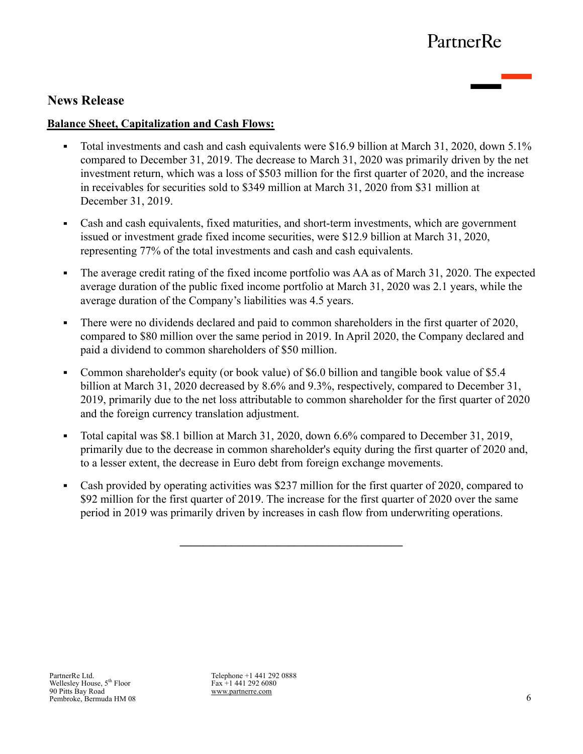## News Release

**Balance Sheet, Capitalization and Cash Flows:**

- Total investments and cash and cash equivalents were $16.9 billion at March 31, 2020, down 5.1% compared to December 31, 2019. The decrease to March 31, 2020 was primarily driven by the net investment return, which was a loss of $503 million for the first quarter of 2020, and the increase in receivables for securities sold to $349 million at March 31, 2020 from $31 million at December 31, 2019.
- Cash and cash equivalents, fixed maturities, and short-term investments, which are government issued or investment grade fixed income securities, were $12.9 billion at March 31, 2020, representing 77% of the total investments and cash and cash equivalents.
- The average credit rating of the fixed income portfolio was AA as of March 31, 2020. The expected average duration of the public fixed income portfolio at March 31, 2020 was 2.1 years, while the average duration of the Company's liabilities was 4.5 years.
- There were no dividends declared and paid to common shareholders in the first quarter of 2020, compared to $80 million over the same period in 2019. In April 2020, the Company declared and paid a dividend to common shareholders of $50 million.
- Common shareholder's equity (or book value) of $6.0 billion and tangible book value of $5.4 billion at March 31, 2020 decreased by 8.6% and 9.3%, respectively, compared to December 31, 2019, primarily due to the net loss attributable to common shareholder for the first quarter of 2020 and the foreign currency translation adjustment.
- Total capital was $8.1 billion at March 31, 2020, down 6.6% compared to December 31, 2019, primarily due to the decrease in common shareholder's equity during the first quarter of 2020 and, to a lesser extent, the decrease in Euro debt from foreign exchange movements.
- Cash provided by operating activities was $237 million for the first quarter of 2020, compared to $92 million for the first quarter of 2019. The increase for the first quarter of 2020 over the same period in 2019 was primarily driven by increases in cash flow from underwriting operations.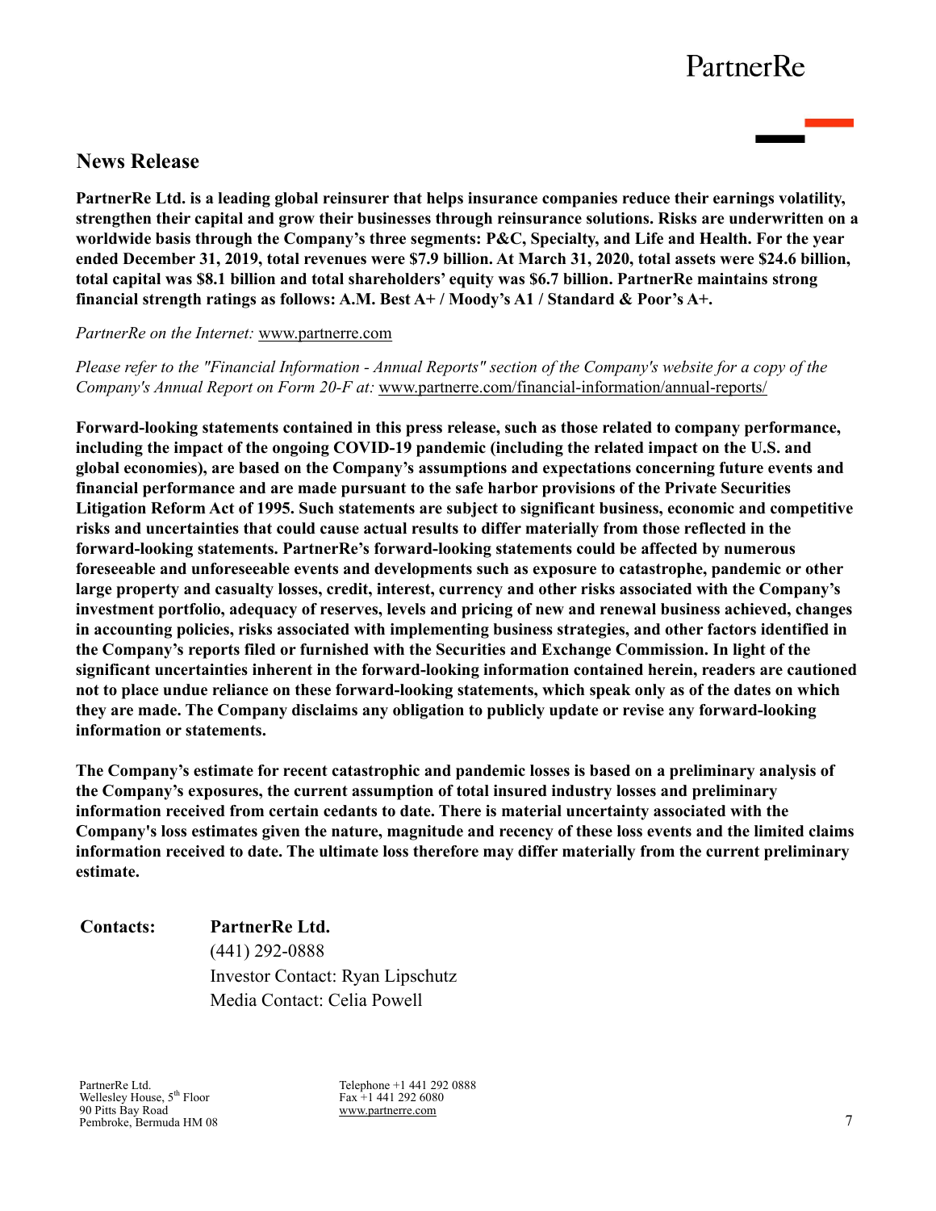## News Release

**PartnerRe Ltd. is a leading global reinsurer that helps insurance companies reduce their earnings volatility, strengthen their capital and grow their businesses through reinsurance solutions. Risks are underwritten on a worldwide basis through the Company's three segments: P&C, Specialty, and Life and Health. For the year ended December 31, 2019, total revenues were $7.9 billion. At March 31, 2020, total assets were $24.6 billion, total capital was $8.1 billion and total shareholders' equity was $6.7 billion. PartnerRe maintains strong financial strength ratings as follows: A.M. Best A+ / Moody's A1 / Standard & Poor's A+.**

*PartnerRe on the Internet:* www.partnerre.com

*Please refer to the "Financial Information - Annual Reports" section of the Company's website for a copy of the Company's Annual Report on Form 20-F at:* www.partnerre.com/financial-information/annual-reports/

**Forward-looking statements contained in this press release, such as those related to company performance, including the impact of the ongoing COVID-19 pandemic (including the related impact on the U.S. and global economies), are based on the Company's assumptions and expectations concerning future events and financial performance and are made pursuant to the safe harbor provisions of the Private Securities Litigation Reform Act of 1995. Such statements are subject to significant business, economic and competitive risks and uncertainties that could cause actual results to differ materially from those reflected in the forward-looking statements. PartnerRe's forward-looking statements could be affected by numerous foreseeable and unforeseeable events and developments such as exposure to catastrophe, pandemic or other large property and casualty losses, credit, interest, currency and other risks associated with the Company's investment portfolio, adequacy of reserves, levels and pricing of new and renewal business achieved, changes in accounting policies, risks associated with implementing business strategies, and other factors identified in the Company's reports filed or furnished with the Securities and Exchange Commission. In light of the significant uncertainties inherent in the forward-looking information contained herein, readers are cautioned not to place undue reliance on these forward-looking statements, which speak only as of the dates on which they are made. The Company disclaims any obligation to publicly update or revise any forward-looking information or statements.**

**The Company's estimate for recent catastrophic and pandemic losses is based on a preliminary analysis of the Company's exposures, the current assumption of total insured industry losses and preliminary information received from certain cedants to date. There is material uncertainty associated with the Company's loss estimates given the nature, magnitude and recency of these loss events and the limited claims information received to date. The ultimate loss therefore may differ materially from the current preliminary estimate.**

**Contacts:** **PartnerRe Ltd.**
(441) 292-0888
Investor Contact: Ryan Lipschutz
Media Contact: Celia Powell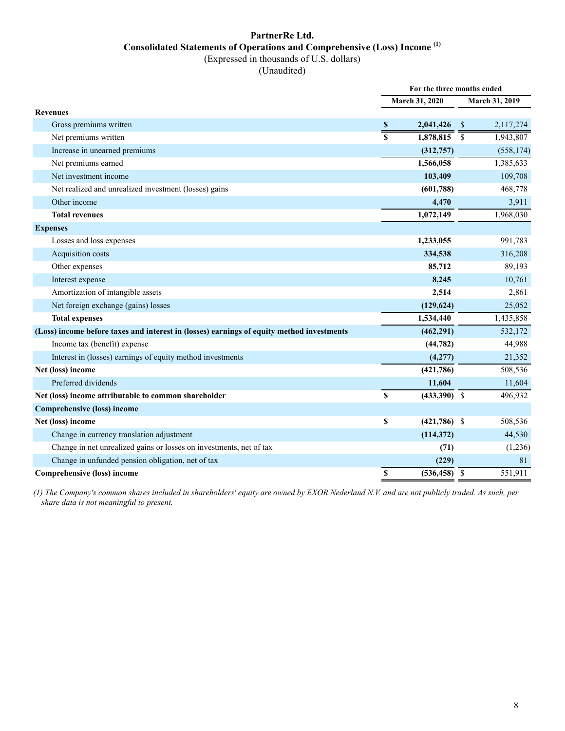# PartnerRe Ltd.

## Consolidated Statements of Operations and Comprehensive (Loss) Income [1]

(Expressed in thousands of U.S. dollars)

(Unaudited)

| | For the three months ended | |
|---|---|---|
| | March 31, 2020 | March 31, 2019 |
| **Revenues** | | |
| Gross premiums written | $ **2,041,426** | $ 2,117,274 |
| Net premiums written | $ **1,878,815** | $ 1,943,807 |
| Increase in unearned premiums | **(312,757)** | (558,174) |
| Net premiums earned | **1,566,058** | 1,385,633 |
| Net investment income | **103,409** | 109,708 |
| Net realized and unrealized investment (losses) gains | **(601,788)** | 468,778 |
| Other income | **4,470** | 3,911 |
| **Total revenues** | **1,072,149** | 1,968,030 |
| **Expenses** | | |
| Losses and loss expenses | **1,233,055** | 991,783 |
| Acquisition costs | **334,538** | 316,208 |
| Other expenses | **85,712** | 89,193 |
| Interest expense | **8,245** | 10,761 |
| Amortization of intangible assets | **2,514** | 2,861 |
| Net foreign exchange (gains) losses | **(129,624)** | 25,052 |
| **Total expenses** | **1,534,440** | 1,435,858 |
| **(Loss) income before taxes and interest in (losses) earnings of equity method investments** | **(462,291)** | 532,172 |
| Income tax (benefit) expense | **(44,782)** | 44,988 |
| Interest in (losses) earnings of equity method investments | **(4,277)** | 21,352 |
| **Net (loss) income** | **(421,786)** | 508,536 |
| Preferred dividends | **11,604** | 11,604 |
| **Net (loss) income attributable to common shareholder** | $ **(433,390)** | $ 496,932 |
| **Comprehensive (loss) income** | | |
| **Net (loss) income** | $ **(421,786)** | $ 508,536 |
| Change in currency translation adjustment | **(114,372)** | 44,530 |
| Change in net unrealized gains or losses on investments, net of tax | **(71)** | (1,236) |
| Change in unfunded pension obligation, net of tax | **(229)** | 81 |
| **Comprehensive (loss) income** | $ **(536,458)** | $ 551,911 |

*(1) The Company's common shares included in shareholders' equity are owned by EXOR Nederland N.V. and are not publicly traded. As such, per share data is not meaningful to present.*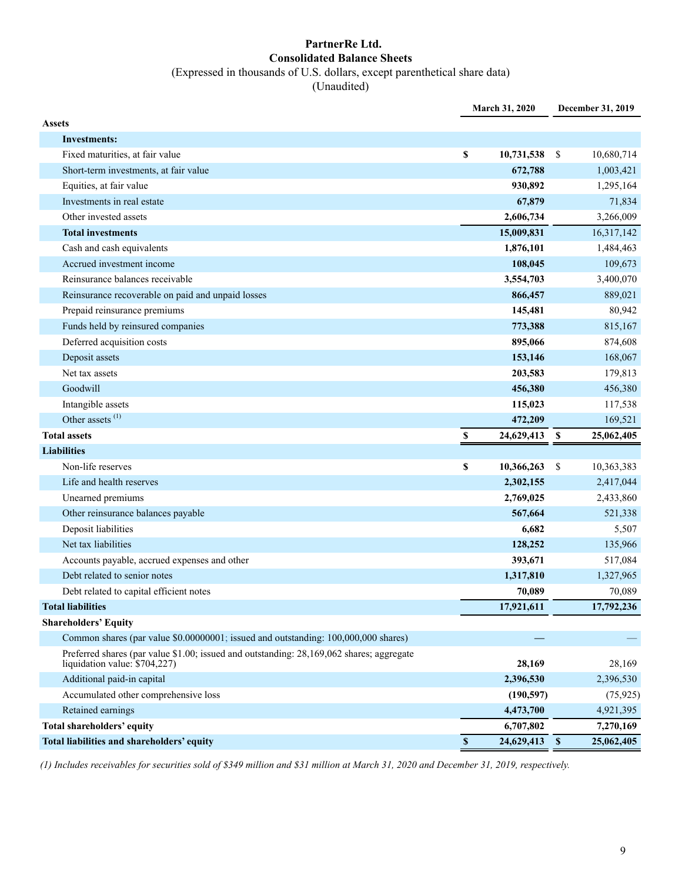# PartnerRe Ltd.
## Consolidated Balance Sheets
(Expressed in thousands of U.S. dollars, except parenthetical share data)
(Unaudited)

| | March 31, 2020 | December 31, 2019 |
|---|---|---|
| **Assets** | | |
| **Investments:** | | |
| Fixed maturities, at fair value | **$ 10,731,538** | $ 10,680,714 |
| Short-term investments, at fair value | **672,788** | 1,003,421 |
| Equities, at fair value | **930,892** | 1,295,164 |
| Investments in real estate | **67,879** | 71,834 |
| Other invested assets | **2,606,734** | 3,266,009 |
| **Total investments** | **15,009,831** | 16,317,142 |
| Cash and cash equivalents | **1,876,101** | 1,484,463 |
| Accrued investment income | **108,045** | 109,673 |
| Reinsurance balances receivable | **3,554,703** | 3,400,070 |
| Reinsurance recoverable on paid and unpaid losses | **866,457** | 889,021 |
| Prepaid reinsurance premiums | **145,481** | 80,942 |
| Funds held by reinsured companies | **773,388** | 815,167 |
| Deferred acquisition costs | **895,066** | 874,608 |
| Deposit assets | **153,146** | 168,067 |
| Net tax assets | **203,583** | 179,813 |
| Goodwill | **456,380** | 456,380 |
| Intangible assets | **115,023** | 117,538 |
| Other assets [(1)] | **472,209** | 169,521 |
| **Total assets** | **$ 24,629,413** | **$ 25,062,405** |
| **Liabilities** | | |
| Non-life reserves | **$ 10,366,263** | $ 10,363,383 |
| Life and health reserves | **2,302,155** | 2,417,044 |
| Unearned premiums | **2,769,025** | 2,433,860 |
| Other reinsurance balances payable | **567,664** | 521,338 |
| Deposit liabilities | **6,682** | 5,507 |
| Net tax liabilities | **128,252** | 135,966 |
| Accounts payable, accrued expenses and other | **393,671** | 517,084 |
| Debt related to senior notes | **1,317,810** | 1,327,965 |
| Debt related to capital efficient notes | **70,089** | 70,089 |
| **Total liabilities** | **17,921,611** | **17,792,236** |
| **Shareholders' Equity** | | |
| Common shares (par value $0.00000001; issued and outstanding: 100,000,000 shares) | **—** | — |
| Preferred shares (par value $1.00; issued and outstanding: 28,169,062 shares; aggregate liquidation value: $704,227) | **28,169** | 28,169 |
| Additional paid-in capital | **2,396,530** | 2,396,530 |
| Accumulated other comprehensive loss | **(190,597)** | (75,925) |
| Retained earnings | **4,473,700** | 4,921,395 |
| **Total shareholders' equity** | **6,707,802** | **7,270,169** |
| **Total liabilities and shareholders' equity** | **$ 24,629,413** | **$ 25,062,405** |

*(1) Includes receivables for securities sold of $349 million and $31 million at March 31, 2020 and December 31, 2019, respectively.*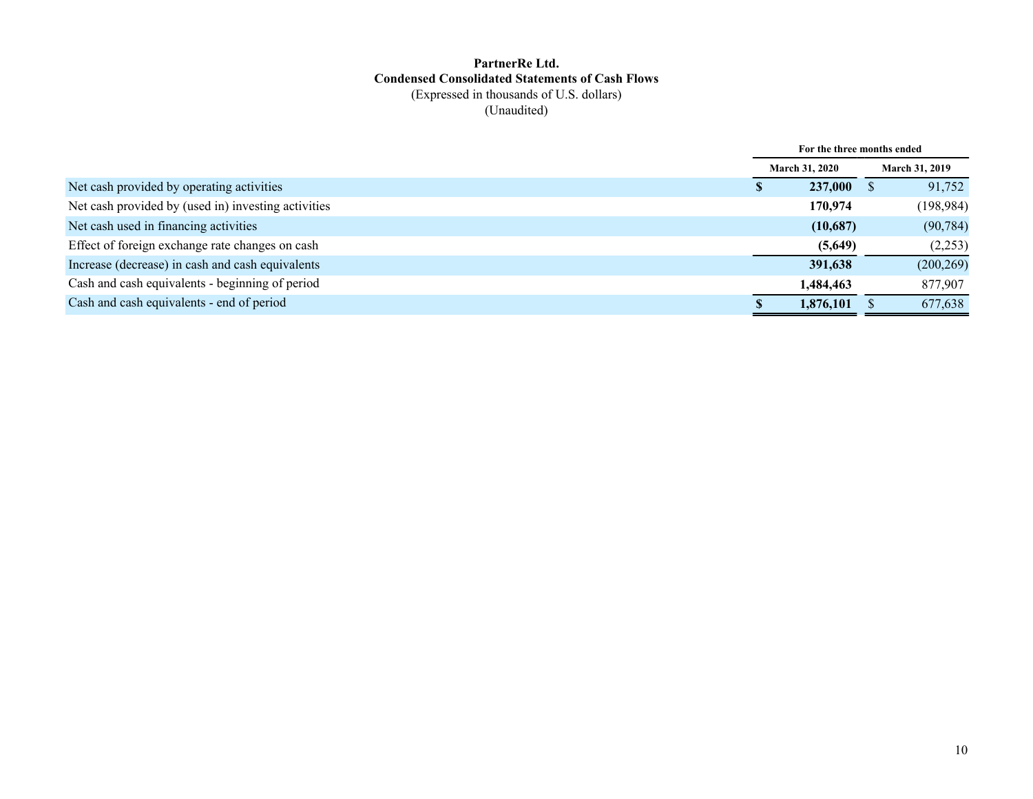**PartnerRe Ltd.**
**Condensed Consolidated Statements of Cash Flows**
(Expressed in thousands of U.S. dollars)
(Unaudited)

| | For the three months ended | |
|---|---|---|
| | March 31, 2020 | March 31, 2019 |
| Net cash provided by operating activities | **$ 237,000** | $ 91,752 |
| Net cash provided by (used in) investing activities | **170,974** | (198,984) |
| Net cash used in financing activities | **(10,687)** | (90,784) |
| Effect of foreign exchange rate changes on cash | **(5,649)** | (2,253) |
| Increase (decrease) in cash and cash equivalents | **391,638** | (200,269) |
| Cash and cash equivalents - beginning of period | **1,484,463** | 877,907 |
| Cash and cash equivalents - end of period | **$ 1,876,101** | $ 677,638 |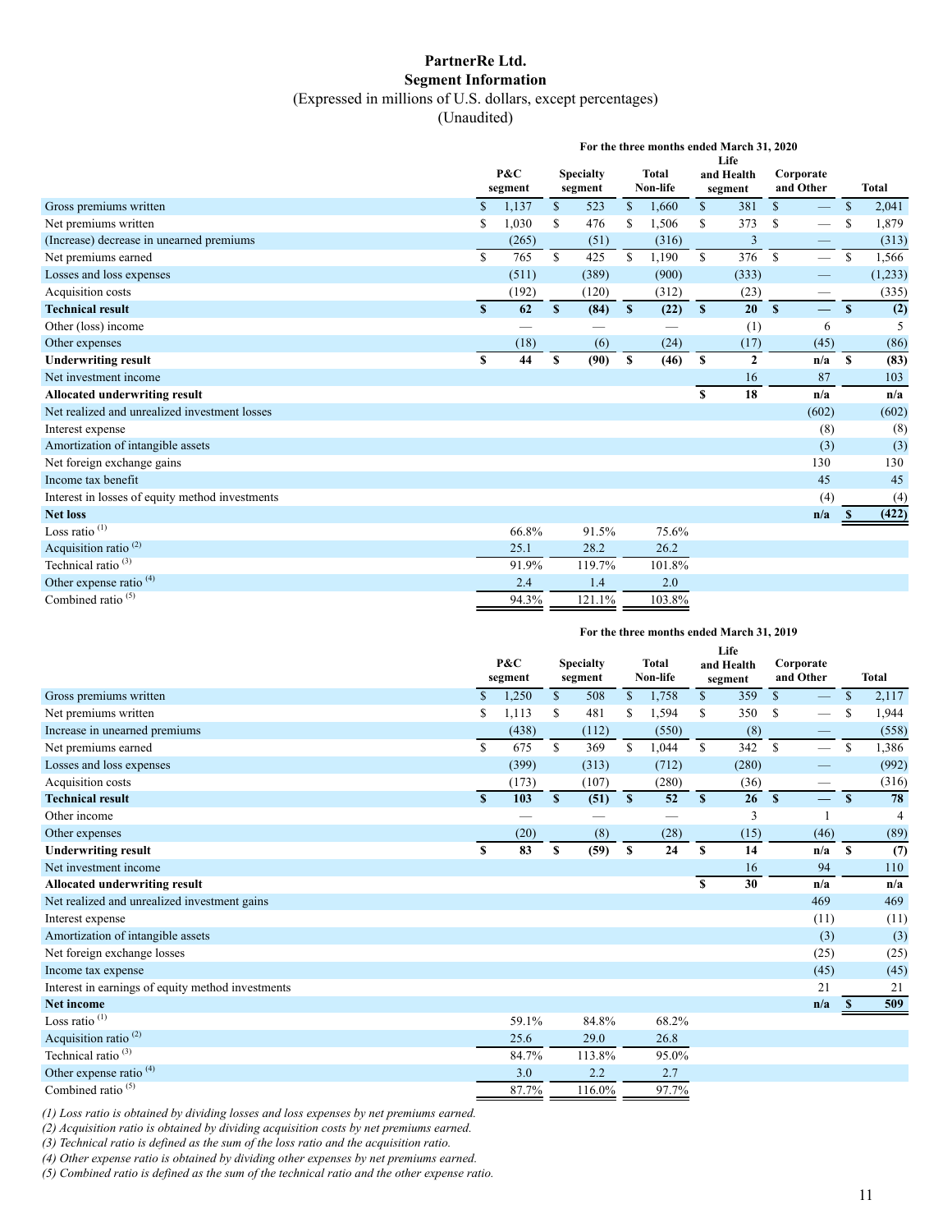# PartnerRe Ltd.
## Segment Information
(Expressed in millions of U.S. dollars, except percentages)
(Unaudited)

| | For the three months ended March 31, 2020 | | | | | |
|---|---|---|---|---|---|---|
| | P&C segment | Specialty segment | Total Non-life | Life and Health segment | Corporate and Other | Total |
| Gross premiums written | $ 1,137 | $ 523 | $ 1,660 | $ 381 | $ — | $ 2,041 |
| Net premiums written | $ 1,030 | $ 476 | $ 1,506 | $ 373 | $ — | $ 1,879 |
| (Increase) decrease in unearned premiums | (265) | (51) | (316) | 3 | — | (313) |
| Net premiums earned | $ 765 | $ 425 | $ 1,190 | $ 376 | $ — | $ 1,566 |
| Losses and loss expenses | (511) | (389) | (900) | (333) | — | (1,233) |
| Acquisition costs | (192) | (120) | (312) | (23) | — | (335) |
| **Technical result** | **$ 62** | **$ (84)** | **$ (22)** | **$ 20** | **$ —** | **$ (2)** |
| Other (loss) income | — | — | — | (1) | 6 | 5 |
| Other expenses | (18) | (6) | (24) | (17) | (45) | (86) |
| **Underwriting result** | **$ 44** | **$ (90)** | **$ (46)** | **$ 2** | **n/a** | **$ (83)** |
| Net investment income | | | | 16 | 87 | 103 |
| **Allocated underwriting result** | | | | **$ 18** | **n/a** | **n/a** |
| Net realized and unrealized investment losses | | | | | (602) | (602) |
| Interest expense | | | | | (8) | (8) |
| Amortization of intangible assets | | | | | (3) | (3) |
| Net foreign exchange gains | | | | | 130 | 130 |
| Income tax benefit | | | | | 45 | 45 |
| Interest in losses of equity method investments | | | | | (4) | (4) |
| **Net loss** | | | | | **n/a** | **$ (422)** |
| Loss ratio (1) | 66.8% | 91.5% | 75.6% | | | |
| Acquisition ratio (2) | 25.1 | 28.2 | 26.2 | | | |
| Technical ratio (3) | 91.9% | 119.7% | 101.8% | | | |
| Other expense ratio (4) | 2.4 | 1.4 | 2.0 | | | |
| Combined ratio (5) | 94.3% | 121.1% | 103.8% | | | |

| | For the three months ended March 31, 2019 | | | | | |
|---|---|---|---|---|---|---|
| | P&C segment | Specialty segment | Total Non-life | Life and Health segment | Corporate and Other | Total |
| Gross premiums written | $ 1,250 | $ 508 | $ 1,758 | $ 359 | $ — | $ 2,117 |
| Net premiums written | $ 1,113 | $ 481 | $ 1,594 | $ 350 | $ — | $ 1,944 |
| Increase in unearned premiums | (438) | (112) | (550) | (8) | — | (558) |
| Net premiums earned | $ 675 | $ 369 | $ 1,044 | $ 342 | $ — | $ 1,386 |
| Losses and loss expenses | (399) | (313) | (712) | (280) | — | (992) |
| Acquisition costs | (173) | (107) | (280) | (36) | — | (316) |
| **Technical result** | **$ 103** | **$ (51)** | **$ 52** | **$ 26** | **$ —** | **$ 78** |
| Other income | — | — | — | 3 | 1 | 4 |
| Other expenses | (20) | (8) | (28) | (15) | (46) | (89) |
| **Underwriting result** | **$ 83** | **$ (59)** | **$ 24** | **$ 14** | **n/a** | **$ (7)** |
| Net investment income | | | | 16 | 94 | 110 |
| **Allocated underwriting result** | | | | **$ 30** | **n/a** | **n/a** |
| Net realized and unrealized investment gains | | | | | 469 | 469 |
| Interest expense | | | | | (11) | (11) |
| Amortization of intangible assets | | | | | (3) | (3) |
| Net foreign exchange losses | | | | | (25) | (25) |
| Income tax expense | | | | | (45) | (45) |
| Interest in earnings of equity method investments | | | | | 21 | 21 |
| **Net income** | | | | | **n/a** | **$ 509** |
| Loss ratio (1) | 59.1% | 84.8% | 68.2% | | | |
| Acquisition ratio (2) | 25.6 | 29.0 | 26.8 | | | |
| Technical ratio (3) | 84.7% | 113.8% | 95.0% | | | |
| Other expense ratio (4) | 3.0 | 2.2 | 2.7 | | | |
| Combined ratio (5) | 87.7% | 116.0% | 97.7% | | | |

*(1) Loss ratio is obtained by dividing losses and loss expenses by net premiums earned.*
*(2) Acquisition ratio is obtained by dividing acquisition costs by net premiums earned.*
*(3) Technical ratio is defined as the sum of the loss ratio and the acquisition ratio.*
*(4) Other expense ratio is obtained by dividing other expenses by net premiums earned.*
*(5) Combined ratio is defined as the sum of the technical ratio and the other expense ratio.*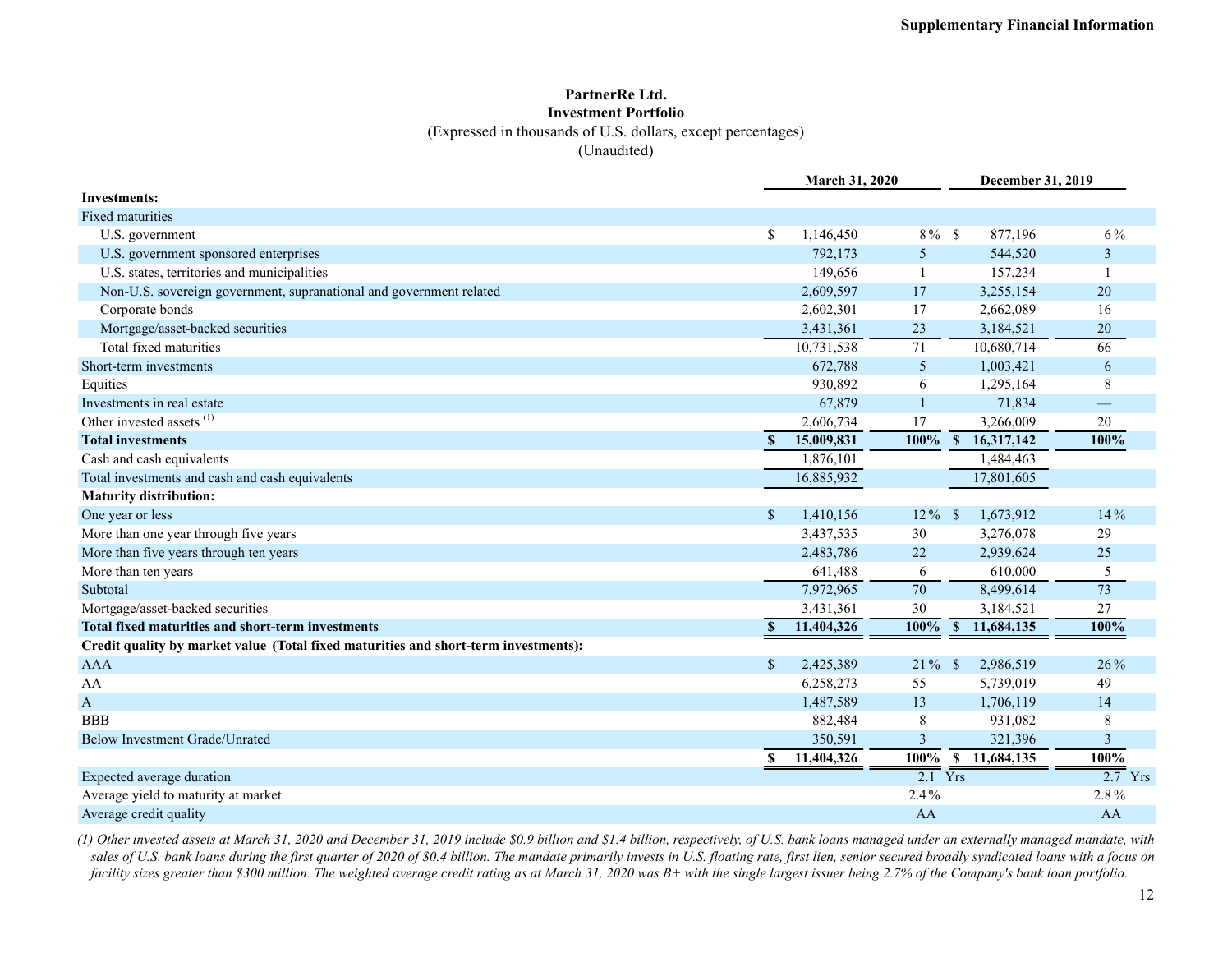**Supplementary Financial Information**

# PartnerRe Ltd.
## Investment Portfolio
(Expressed in thousands of U.S. dollars, except percentages)
(Unaudited)

| | March 31, 2020 | | December 31, 2019 | |
|---|---|---|---|---|
| **Investments:** | | | | |
| Fixed maturities | | | | |
| U.S. government | $ 1,146,450 | 8 % | $ 877,196 | 6 % |
| U.S. government sponsored enterprises | 792,173 | 5 | 544,520 | 3 |
| U.S. states, territories and municipalities | 149,656 | 1 | 157,234 | 1 |
| Non-U.S. sovereign government, supranational and government related | 2,609,597 | 17 | 3,255,154 | 20 |
| Corporate bonds | 2,602,301 | 17 | 2,662,089 | 16 |
| Mortgage/asset-backed securities | 3,431,361 | 23 | 3,184,521 | 20 |
| Total fixed maturities | 10,731,538 | 71 | 10,680,714 | 66 |
| Short-term investments | 672,788 | 5 | 1,003,421 | 6 |
| Equities | 930,892 | 6 | 1,295,164 | 8 |
| Investments in real estate | 67,879 | 1 | 71,834 | — |
| Other invested assets [(1)] | 2,606,734 | 17 | 3,266,009 | 20 |
| **Total investments** | **$ 15,009,831** | **100%** | **$ 16,317,142** | **100%** |
| Cash and cash equivalents | 1,876,101 | | 1,484,463 | |
| Total investments and cash and cash equivalents | 16,885,932 | | 17,801,605 | |
| **Maturity distribution:** | | | | |
| One year or less | $ 1,410,156 | 12 % | $ 1,673,912 | 14 % |
| More than one year through five years | 3,437,535 | 30 | 3,276,078 | 29 |
| More than five years through ten years | 2,483,786 | 22 | 2,939,624 | 25 |
| More than ten years | 641,488 | 6 | 610,000 | 5 |
| Subtotal | 7,972,965 | 70 | 8,499,614 | 73 |
| Mortgage/asset-backed securities | 3,431,361 | 30 | 3,184,521 | 27 |
| **Total fixed maturities and short-term investments** | **$ 11,404,326** | **100%** | **$ 11,684,135** | **100%** |
| **Credit quality by market value (Total fixed maturities and short-term investments):** | | | | |
| AAA | $ 2,425,389 | 21 % | $ 2,986,519 | 26 % |
| AA | 6,258,273 | 55 | 5,739,019 | 49 |
| A | 1,487,589 | 13 | 1,706,119 | 14 |
| BBB | 882,484 | 8 | 931,082 | 8 |
| Below Investment Grade/Unrated | 350,591 | 3 | 321,396 | 3 |
| | **$ 11,404,326** | **100%** | **$ 11,684,135** | **100%** |
| Expected average duration | | 2.1 Yrs | | 2.7 Yrs |
| Average yield to maturity at market | | 2.4 % | | 2.8 % |
| Average credit quality | | AA | | AA |

*(1) Other invested assets at March 31, 2020 and December 31, 2019 include $0.9 billion and $1.4 billion, respectively, of U.S. bank loans managed under an externally managed mandate, with sales of U.S. bank loans during the first quarter of 2020 of $0.4 billion. The mandate primarily invests in U.S. floating rate, first lien, senior secured broadly syndicated loans with a focus on facility sizes greater than $300 million. The weighted average credit rating as at March 31, 2020 was B+ with the single largest issuer being 2.7% of the Company's bank loan portfolio.*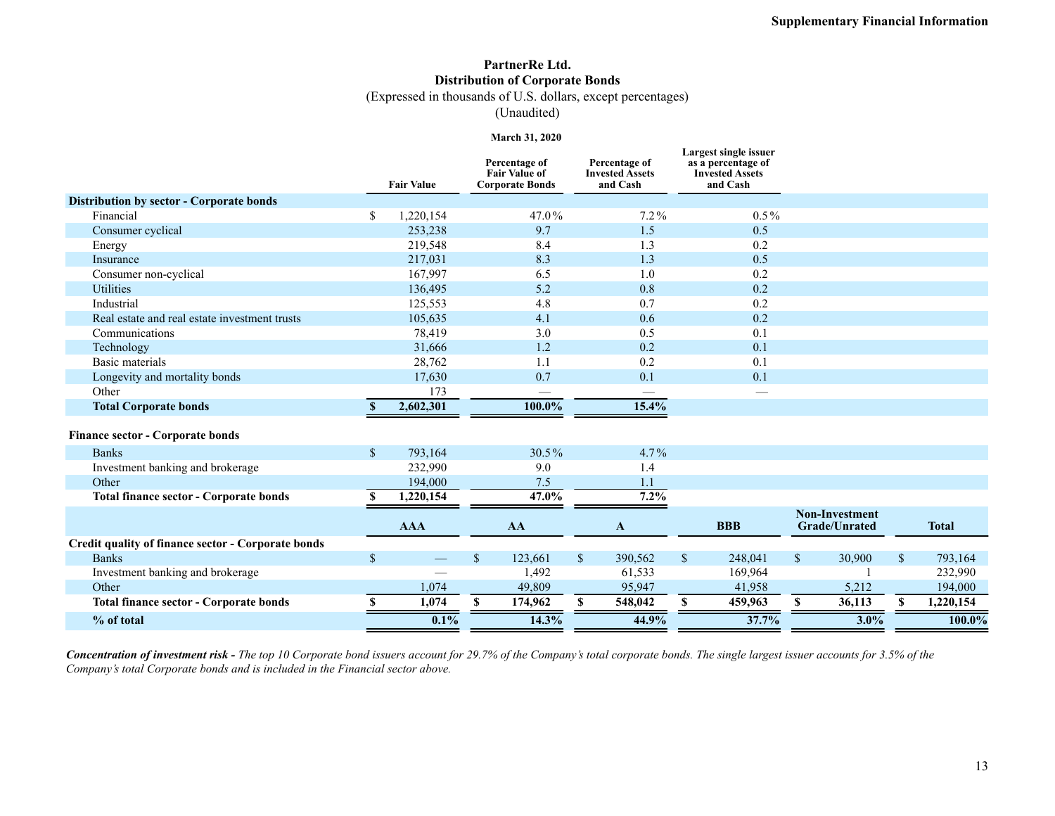**Supplementary Financial Information**

# PartnerRe Ltd.
## Distribution of Corporate Bonds
(Expressed in thousands of U.S. dollars, except percentages)
(Unaudited)

**March 31, 2020**

| | Fair Value | Percentage of Fair Value of Corporate Bonds | Percentage of Invested Assets and Cash | Largest single issuer as a percentage of Invested Assets and Cash |
|---|---|---|---|---|
| **Distribution by sector - Corporate bonds** | | | | |
| Financial | $ 1,220,154 | 47.0% | 7.2% | 0.5% |
| Consumer cyclical | 253,238 | 9.7 | 1.5 | 0.5 |
| Energy | 219,548 | 8.4 | 1.3 | 0.2 |
| Insurance | 217,031 | 8.3 | 1.3 | 0.5 |
| Consumer non-cyclical | 167,997 | 6.5 | 1.0 | 0.2 |
| Utilities | 136,495 | 5.2 | 0.8 | 0.2 |
| Industrial | 125,553 | 4.8 | 0.7 | 0.2 |
| Real estate and real estate investment trusts | 105,635 | 4.1 | 0.6 | 0.2 |
| Communications | 78,419 | 3.0 | 0.5 | 0.1 |
| Technology | 31,666 | 1.2 | 0.2 | 0.1 |
| Basic materials | 28,762 | 1.1 | 0.2 | 0.1 |
| Longevity and mortality bonds | 17,630 | 0.7 | 0.1 | 0.1 |
| Other | 173 | — | — | — |
| **Total Corporate bonds** | **$ 2,602,301** | **100.0%** | **15.4%** | |
| **Finance sector - Corporate bonds** | | | | |
| Banks | $ 793,164 | 30.5% | 4.7% | |
| Investment banking and brokerage | 232,990 | 9.0 | 1.4 | |
| Other | 194,000 | 7.5 | 1.1 | |
| **Total finance sector - Corporate bonds** | **$ 1,220,154** | **47.0%** | **7.2%** | |

| | AAA | AA | A | BBB | Non-Investment Grade/Unrated | Total |
|---|---|---|---|---|---|---|
| **Credit quality of finance sector - Corporate bonds** | | | | | | |
| Banks | $ — | $ 123,661 | $ 390,562 | $ 248,041 | $ 30,900 | $ 793,164 |
| Investment banking and brokerage | — | 1,492 | 61,533 | 169,964 | 1 | 232,990 |
| Other | 1,074 | 49,809 | 95,947 | 41,958 | 5,212 | 194,000 |
| **Total finance sector - Corporate bonds** | **$ 1,074** | **$ 174,962** | **$ 548,042** | **$ 459,963** | **$ 36,113** | **$ 1,220,154** |
| **% of total** | **0.1%** | **14.3%** | **44.9%** | **37.7%** | **3.0%** | **100.0%** |

***Concentration of investment risk -*** *The top 10 Corporate bond issuers account for 29.7% of the Company's total corporate bonds. The single largest issuer accounts for 3.5% of the Company's total Corporate bonds and is included in the Financial sector above.*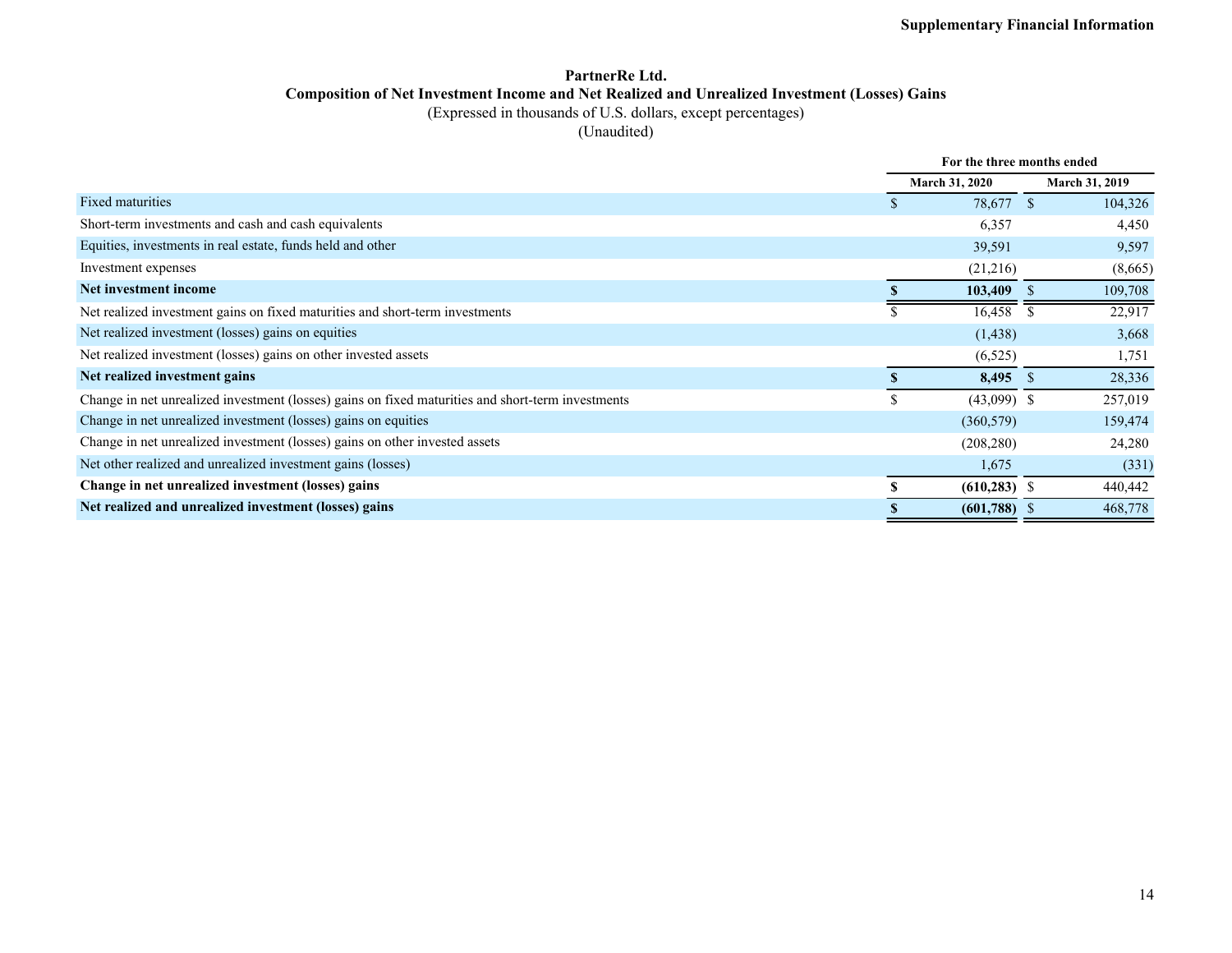Supplementary Financial Information

# PartnerRe Ltd.

## Composition of Net Investment Income and Net Realized and Unrealized Investment (Losses) Gains

(Expressed in thousands of U.S. dollars, except percentages)

(Unaudited)

| | For the three months ended | |
|---|---|---|
| | March 31, 2020 | March 31, 2019 |
| Fixed maturities | $ 78,677 | $ 104,326 |
| Short-term investments and cash and cash equivalents | 6,357 | 4,450 |
| Equities, investments in real estate, funds held and other | 39,591 | 9,597 |
| Investment expenses | (21,216) | (8,665) |
| **Net investment income** | **$ 103,409** | $ 109,708 |
| Net realized investment gains on fixed maturities and short-term investments | $ 16,458 | $ 22,917 |
| Net realized investment (losses) gains on equities | (1,438) | 3,668 |
| Net realized investment (losses) gains on other invested assets | (6,525) | 1,751 |
| **Net realized investment gains** | **$ 8,495** | $ 28,336 |
| Change in net unrealized investment (losses) gains on fixed maturities and short-term investments | $ (43,099) | $ 257,019 |
| Change in net unrealized investment (losses) gains on equities | (360,579) | 159,474 |
| Change in net unrealized investment (losses) gains on other invested assets | (208,280) | 24,280 |
| Net other realized and unrealized investment gains (losses) | 1,675 | (331) |
| **Change in net unrealized investment (losses) gains** | **$ (610,283)** | $ 440,442 |
| **Net realized and unrealized investment (losses) gains** | **$ (601,788)** | $ 468,778 |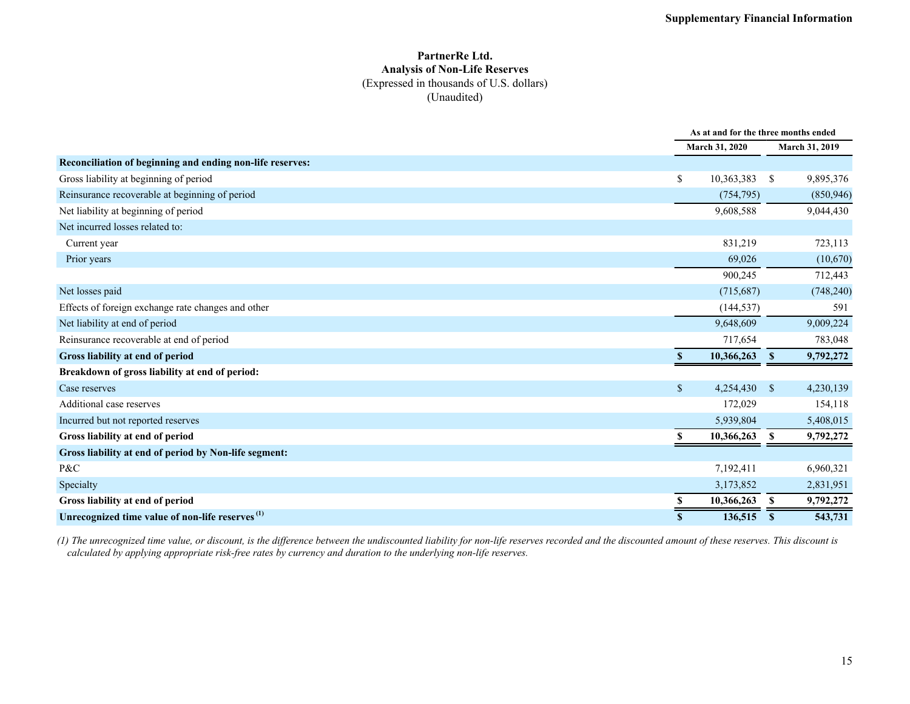# PartnerRe Ltd.
## Analysis of Non-Life Reserves
(Expressed in thousands of U.S. dollars)
(Unaudited)

| | As at and for the three months ended | |
|---|---|---|
| | March 31, 2020 | March 31, 2019 |
| **Reconciliation of beginning and ending non-life reserves:** | | |
| Gross liability at beginning of period | $ 10,363,383 | $ 9,895,376 |
| Reinsurance recoverable at beginning of period | (754,795) | (850,946) |
| Net liability at beginning of period | 9,608,588 | 9,044,430 |
| Net incurred losses related to: | | |
| Current year | 831,219 | 723,113 |
| Prior years | 69,026 | (10,670) |
| | 900,245 | 712,443 |
| Net losses paid | (715,687) | (748,240) |
| Effects of foreign exchange rate changes and other | (144,537) | 591 |
| Net liability at end of period | 9,648,609 | 9,009,224 |
| Reinsurance recoverable at end of period | 717,654 | 783,048 |
| **Gross liability at end of period** | **$ 10,366,263** | **$ 9,792,272** |
| **Breakdown of gross liability at end of period:** | | |
| Case reserves | $ 4,254,430 | $ 4,230,139 |
| Additional case reserves | 172,029 | 154,118 |
| Incurred but not reported reserves | 5,939,804 | 5,408,015 |
| **Gross liability at end of period** | **$ 10,366,263** | **$ 9,792,272** |
| **Gross liability at end of period by Non-life segment:** | | |
| P&C | 7,192,411 | 6,960,321 |
| Specialty | 3,173,852 | 2,831,951 |
| **Gross liability at end of period** | **$ 10,366,263** | **$ 9,792,272** |
| **Unrecognized time value of non-life reserves [(1)]** | **$ 136,515** | **$ 543,731** |

*(1) The unrecognized time value, or discount, is the difference between the undiscounted liability for non-life reserves recorded and the discounted amount of these reserves. This discount is calculated by applying appropriate risk-free rates by currency and duration to the underlying non-life reserves.*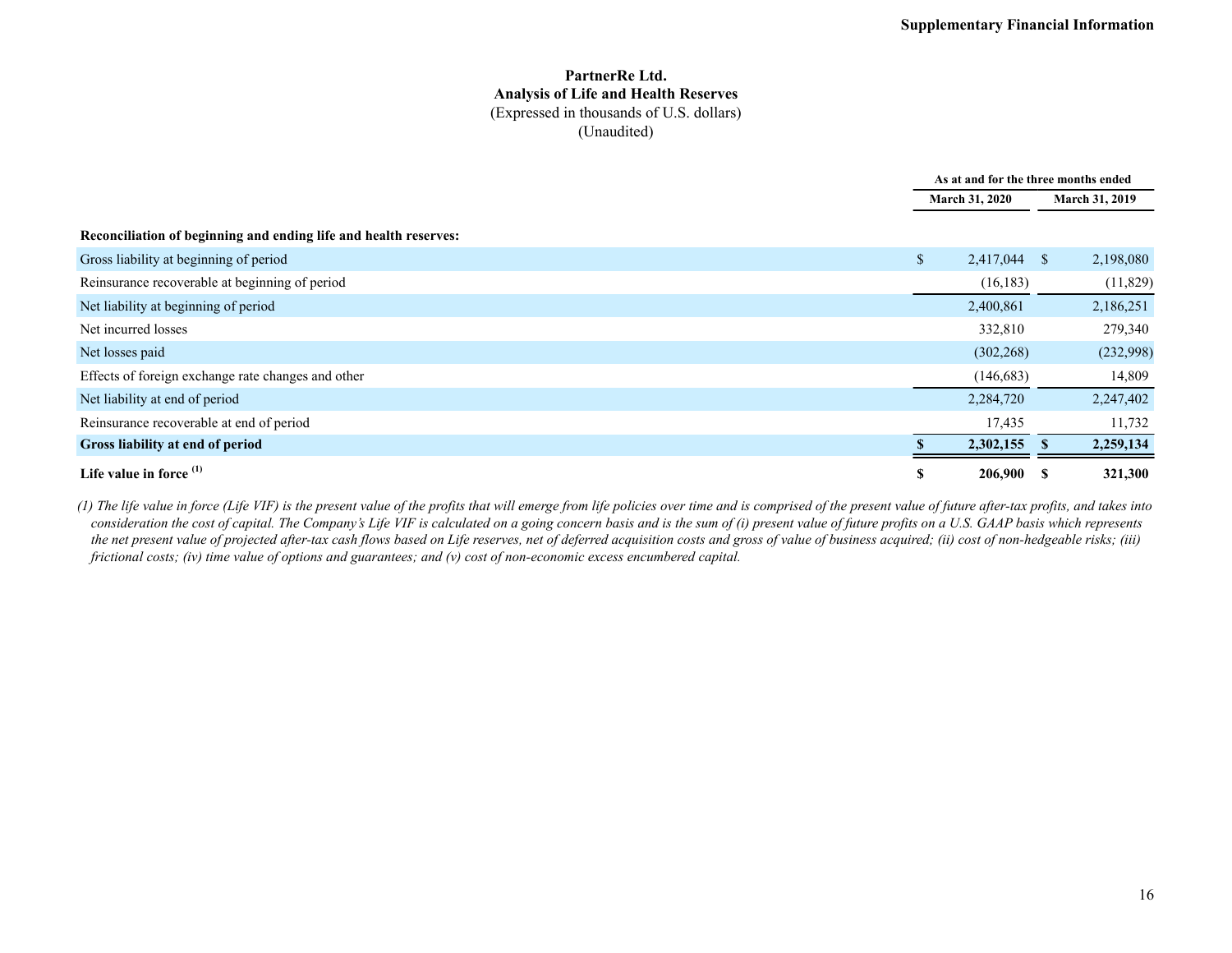**Supplementary Financial Information**

# PartnerRe Ltd.
## Analysis of Life and Health Reserves
(Expressed in thousands of U.S. dollars)
(Unaudited)

| | As at and for the three months ended | |
|---|---|---|
| | March 31, 2020 | March 31, 2019 |
| **Reconciliation of beginning and ending life and health reserves:** | | |
| Gross liability at beginning of period | $ 2,417,044 | $ 2,198,080 |
| Reinsurance recoverable at beginning of period | (16,183) | (11,829) |
| Net liability at beginning of period | 2,400,861 | 2,186,251 |
| Net incurred losses | 332,810 | 279,340 |
| Net losses paid | (302,268) | (232,998) |
| Effects of foreign exchange rate changes and other | (146,683) | 14,809 |
| Net liability at end of period | 2,284,720 | 2,247,402 |
| Reinsurance recoverable at end of period | 17,435 | 11,732 |
| **Gross liability at end of period** | **$ 2,302,155** | **$ 2,259,134** |
| **Life value in force [(1)]** | **$ 206,900** | **$ 321,300** |

*(1) The life value in force (Life VIF) is the present value of the profits that will emerge from life policies over time and is comprised of the present value of future after-tax profits, and takes into consideration the cost of capital. The Company's Life VIF is calculated on a going concern basis and is the sum of (i) present value of future profits on a U.S. GAAP basis which represents the net present value of projected after-tax cash flows based on Life reserves, net of deferred acquisition costs and gross of value of business acquired; (ii) cost of non-hedgeable risks; (iii) frictional costs; (iv) time value of options and guarantees; and (v) cost of non-economic excess encumbered capital.*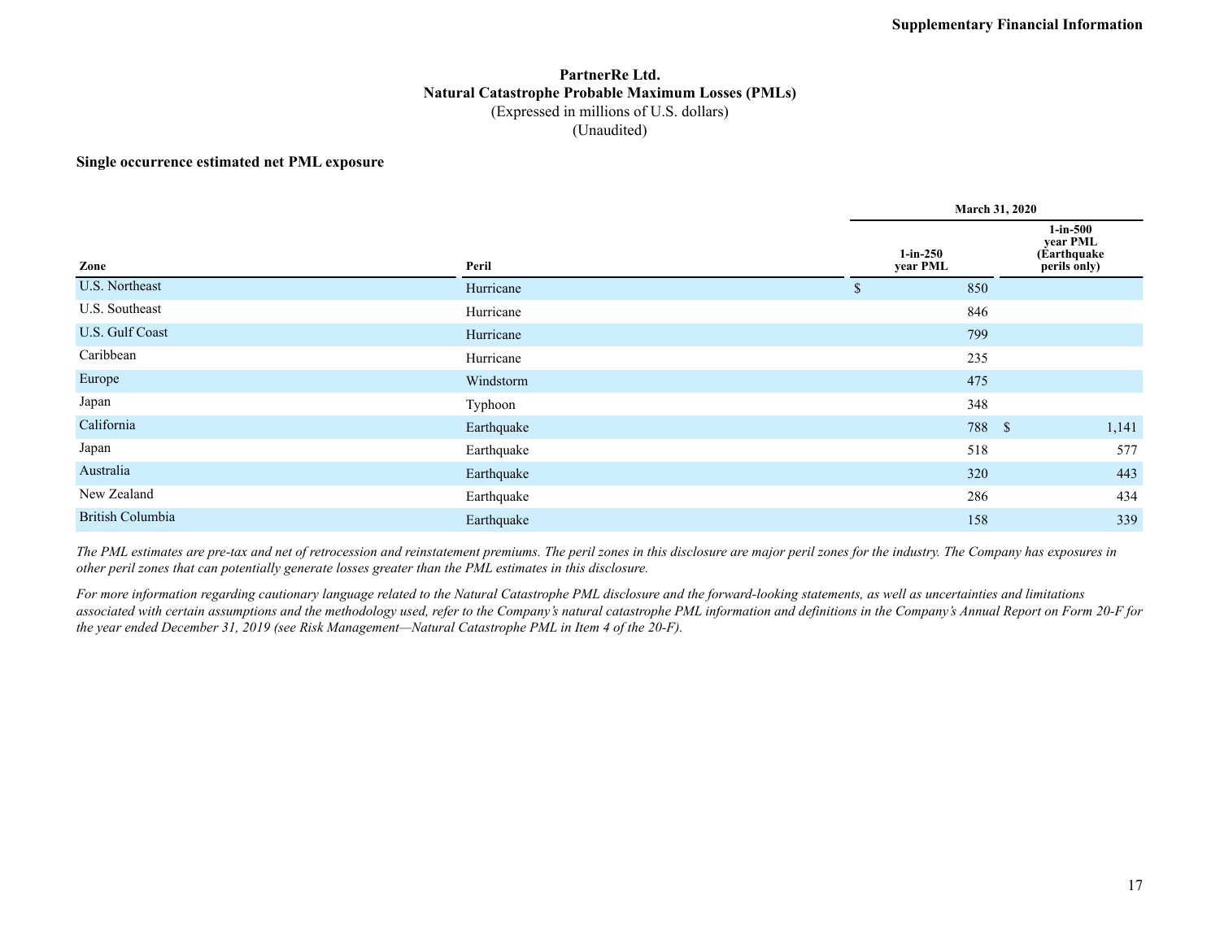# PartnerRe Ltd.
## Natural Catastrophe Probable Maximum Losses (PMLs)
(Expressed in millions of U.S. dollars)
(Unaudited)

**Single occurrence estimated net PML exposure**

| | | March 31, 2020 | |
|---|---|---|---|
| **Zone** | **Peril** | **1-in-250 year PML** | **1-in-500 year PML (Earthquake perils only)** |
| U.S. Northeast | Hurricane | $ 850 | |
| U.S. Southeast | Hurricane | 846 | |
| U.S. Gulf Coast | Hurricane | 799 | |
| Caribbean | Hurricane | 235 | |
| Europe | Windstorm | 475 | |
| Japan | Typhoon | 348 | |
| California | Earthquake | 788 | $ 1,141 |
| Japan | Earthquake | 518 | 577 |
| Australia | Earthquake | 320 | 443 |
| New Zealand | Earthquake | 286 | 434 |
| British Columbia | Earthquake | 158 | 339 |

*The PML estimates are pre-tax and net of retrocession and reinstatement premiums. The peril zones in this disclosure are major peril zones for the industry. The Company has exposures in other peril zones that can potentially generate losses greater than the PML estimates in this disclosure.*

*For more information regarding cautionary language related to the Natural Catastrophe PML disclosure and the forward-looking statements, as well as uncertainties and limitations associated with certain assumptions and the methodology used, refer to the Company's natural catastrophe PML information and definitions in the Company's Annual Report on Form 20-F for the year ended December 31, 2019 (see Risk Management—Natural Catastrophe PML in Item 4 of the 20-F).*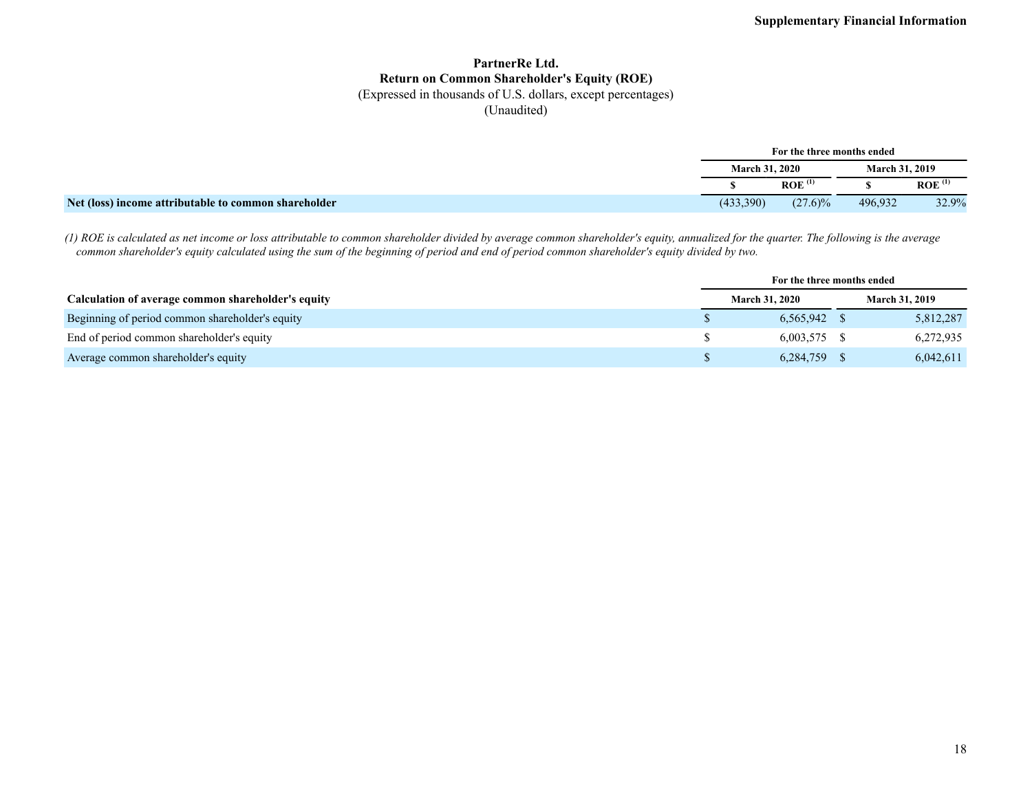# PartnerRe Ltd.

## Return on Common Shareholder's Equity (ROE)

(Expressed in thousands of U.S. dollars, except percentages)

(Unaudited)

| | For the three months ended | | | |
|---|---|---|---|---|
| | March 31, 2020 | | March 31, 2019 | |
| | $ | ROE (1) | $ | ROE (1) |
| **Net (loss) income attributable to common shareholder** | (433,390) | (27.6)% | 496,932 | 32.9% |

*(1) ROE is calculated as net income or loss attributable to common shareholder divided by average common shareholder's equity, annualized for the quarter. The following is the average common shareholder's equity calculated using the sum of the beginning of period and end of period common shareholder's equity divided by two.*

| | For the three months ended | |
|---|---|---|
| **Calculation of average common shareholder's equity** | March 31, 2020 | March 31, 2019 |
| Beginning of period common shareholder's equity | $ 6,565,942 | $ 5,812,287 |
| End of period common shareholder's equity | $ 6,003,575 | $ 6,272,935 |
| Average common shareholder's equity | $ 6,284,759 | $ 6,042,611 |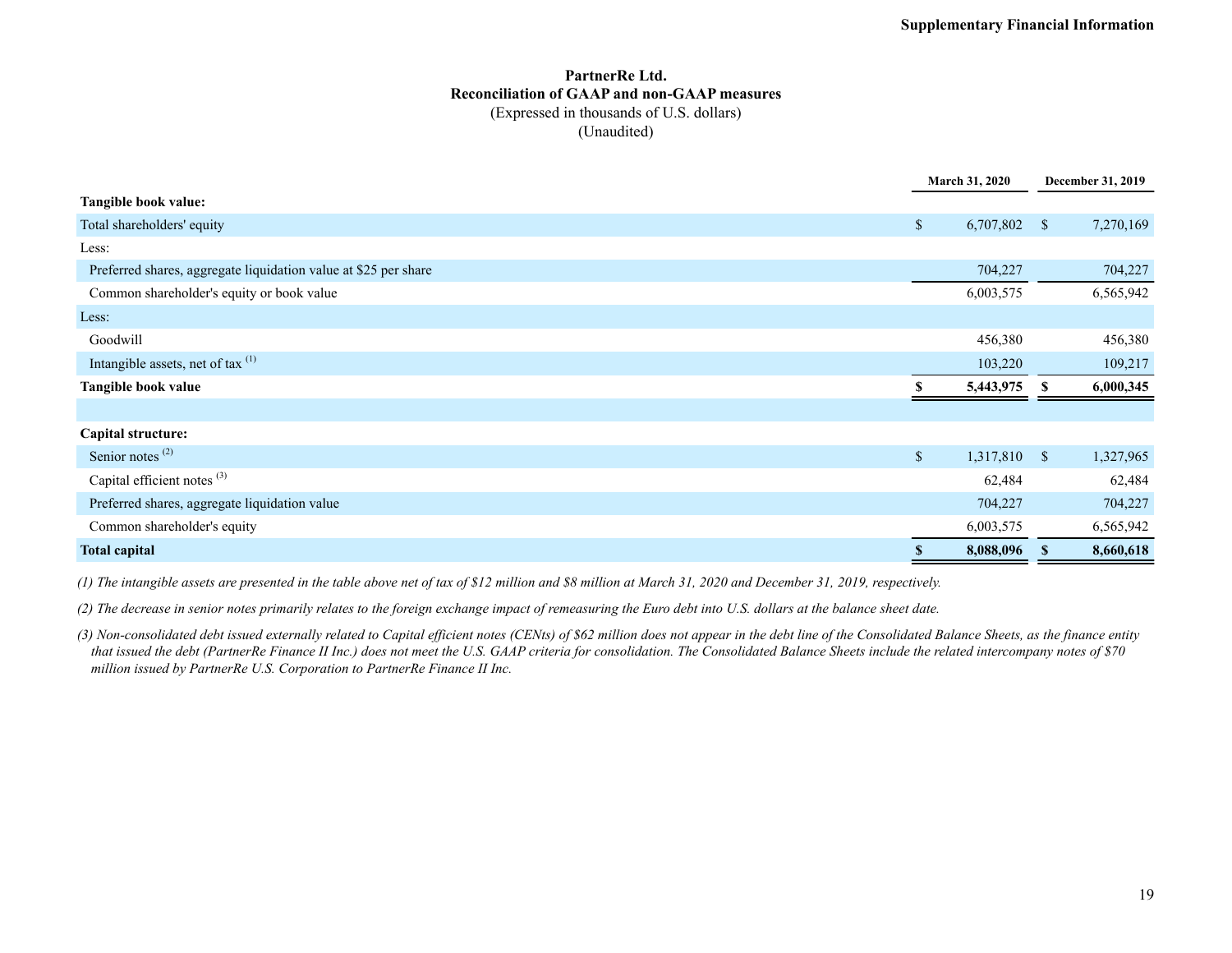**Supplementary Financial Information**

# PartnerRe Ltd.
## Reconciliation of GAAP and non-GAAP measures
(Expressed in thousands of U.S. dollars)
(Unaudited)

| | March 31, 2020 | December 31, 2019 |
|---|---|---|
| **Tangible book value:** | | |
| Total shareholders' equity | $ 6,707,802 | $ 7,270,169 |
| Less: | | |
| Preferred shares, aggregate liquidation value at $25 per share | 704,227 | 704,227 |
| Common shareholder's equity or book value | 6,003,575 | 6,565,942 |
| Less: | | |
| Goodwill | 456,380 | 456,380 |
| Intangible assets, net of tax [(1)] | 103,220 | 109,217 |
| **Tangible book value** | **$ 5,443,975** | **$ 6,000,345** |
| | | |
| **Capital structure:** | | |
| Senior notes [(2)] | $ 1,317,810 | $ 1,327,965 |
| Capital efficient notes [(3)] | 62,484 | 62,484 |
| Preferred shares, aggregate liquidation value | 704,227 | 704,227 |
| Common shareholder's equity | 6,003,575 | 6,565,942 |
| **Total capital** | **$ 8,088,096** | **$ 8,660,618** |

*(1) The intangible assets are presented in the table above net of tax of $12 million and $8 million at March 31, 2020 and December 31, 2019, respectively.*

*(2) The decrease in senior notes primarily relates to the foreign exchange impact of remeasuring the Euro debt into U.S. dollars at the balance sheet date.*

*(3) Non-consolidated debt issued externally related to Capital efficient notes (CENts) of $62 million does not appear in the debt line of the Consolidated Balance Sheets, as the finance entity that issued the debt (PartnerRe Finance II Inc.) does not meet the U.S. GAAP criteria for consolidation. The Consolidated Balance Sheets include the related intercompany notes of $70 million issued by PartnerRe U.S. Corporation to PartnerRe Finance II Inc.*